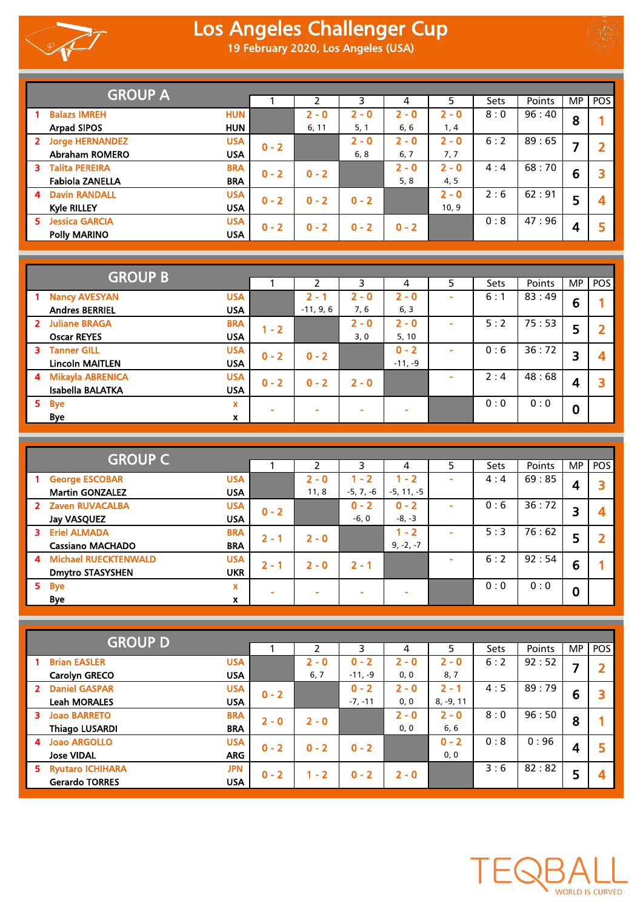# Los Angeles Challenger Cup

19 February 2020, Los Angeles (USA)

## GROUP A

| # | Team | Country | 1 | 2 | 3 | 4 | 5 | Sets | Points | MP | POS |
|---|---|---|---|---|---|---|---|---|---|---|---|
| 1 | Balazs IMREH / Arpad SIPOS | HUN / HUN | | 2 - 0 (6, 11) | 2 - 0 (5, 1) | 2 - 0 (6, 6) | 2 - 0 (1, 4) | 8 : 0 | 96 : 40 | 8 | 1 |
| 2 | Jorge HERNANDEZ / Abraham ROMERO | USA / USA | 0 - 2 | | 2 - 0 (6, 8) | 2 - 0 (6, 7) | 2 - 0 (7, 7) | 6 : 2 | 89 : 65 | 7 | 2 |
| 3 | Talita PEREIRA / Fabiola ZANELLA | BRA / BRA | 0 - 2 | 0 - 2 | | 2 - 0 (5, 8) | 2 - 0 (4, 5) | 4 : 4 | 68 : 70 | 6 | 3 |
| 4 | Davin RANDALL / Kyle RILLEY | USA / USA | 0 - 2 | 0 - 2 | 0 - 2 | | 2 - 0 (10, 9) | 2 : 6 | 62 : 91 | 5 | 4 |
| 5 | Jessica GARCIA / Polly MARINO | USA / USA | 0 - 2 | 0 - 2 | 0 - 2 | 0 - 2 | | 0 : 8 | 47 : 96 | 4 | 5 |

## GROUP B

| # | Team | Country | 1 | 2 | 3 | 4 | 5 | Sets | Points | MP | POS |
|---|---|---|---|---|---|---|---|---|---|---|---|
| 1 | Nancy AVESYAN / Andres BERRIEL | USA / USA | | 2 - 1 (-11, 9, 6) | 2 - 0 (7, 6) | 2 - 0 (6, 3) | - | 6 : 1 | 83 : 49 | 6 | 1 |
| 2 | Juliane BRAGA / Oscar REYES | BRA / USA | 1 - 2 | | 2 - 0 (3, 0) | 2 - 0 (5, 10) | - | 5 : 2 | 75 : 53 | 5 | 2 |
| 3 | Tanner GILL / Lincoln MAITLEN | USA / USA | 0 - 2 | 0 - 2 | | 0 - 2 (-11, -9) | - | 0 : 6 | 36 : 72 | 3 | 4 |
| 4 | Mikayla ABRENICA / Isabella BALATKA | USA / USA | 0 - 2 | 0 - 2 | 2 - 0 | | - | 2 : 4 | 48 : 68 | 4 | 3 |
| 5 | Bye / Bye | x / x | - | - | - | - | | 0 : 0 | 0 : 0 | 0 | |

## GROUP C

| # | Team | Country | 1 | 2 | 3 | 4 | 5 | Sets | Points | MP | POS |
|---|---|---|---|---|---|---|---|---|---|---|---|
| 1 | George ESCOBAR / Martin GONZALEZ | USA / USA | | 2 - 0 (11, 8) | 1 - 2 (-5, 7, -6) | 1 - 2 (-5, 11, -5) | - | 4 : 4 | 69 : 85 | 4 | 3 |
| 2 | Zaven RUVACALBA / Jay VASQUEZ | USA / USA | 0 - 2 | | 0 - 2 (-6, 0) | 0 - 2 (-8, -3) | - | 0 : 6 | 36 : 72 | 3 | 4 |
| 3 | Eriel ALMADA / Cassiano MACHADO | BRA / BRA | 2 - 1 | 2 - 0 | | 1 - 2 (9, -2, -7) | - | 5 : 3 | 76 : 62 | 5 | 2 |
| 4 | Michael RUECKTENWALD / Dmytro STASYSHEN | USA / UKR | 2 - 1 | 2 - 0 | 2 - 1 | | - | 6 : 2 | 92 : 54 | 6 | 1 |
| 5 | Bye / Bye | x / x | - | - | - | - | | 0 : 0 | 0 : 0 | 0 | |

## GROUP D

| # | Team | Country | 1 | 2 | 3 | 4 | 5 | Sets | Points | MP | POS |
|---|---|---|---|---|---|---|---|---|---|---|---|
| 1 | Brian EASLER / Carolyn GRECO | USA / USA | | 2 - 0 (6, 7) | 0 - 2 (-11, -9) | 2 - 0 (0, 0) | 2 - 0 (8, 7) | 6 : 2 | 92 : 52 | 7 | 2 |
| 2 | Daniel GASPAR / Leah MORALES | USA / USA | 0 - 2 | | 0 - 2 (-7, -11) | 2 - 0 (0, 0) | 2 - 1 (8, -9, 11) | 4 : 5 | 89 : 79 | 6 | 3 |
| 3 | Joao BARRETO / Thiago LUSARDI | BRA / BRA | 2 - 0 | 2 - 0 | | 2 - 0 (0, 0) | 2 - 0 (6, 6) | 8 : 0 | 96 : 50 | 8 | 1 |
| 4 | Joao ARGOLLO / Jose VIDAL | USA / ARG | 0 - 2 | 0 - 2 | 0 - 2 | | 0 - 2 (0, 0) | 0 : 8 | 0 : 96 | 4 | 5 |
| 5 | Ryutaro ICHIHARA / Gerardo TORRES | JPN / USA | 0 - 2 | 1 - 2 | 0 - 2 | 2 - 0 | | 3 : 6 | 82 : 82 | 5 | 4 |

TEQBALL
WORLD IS CURVED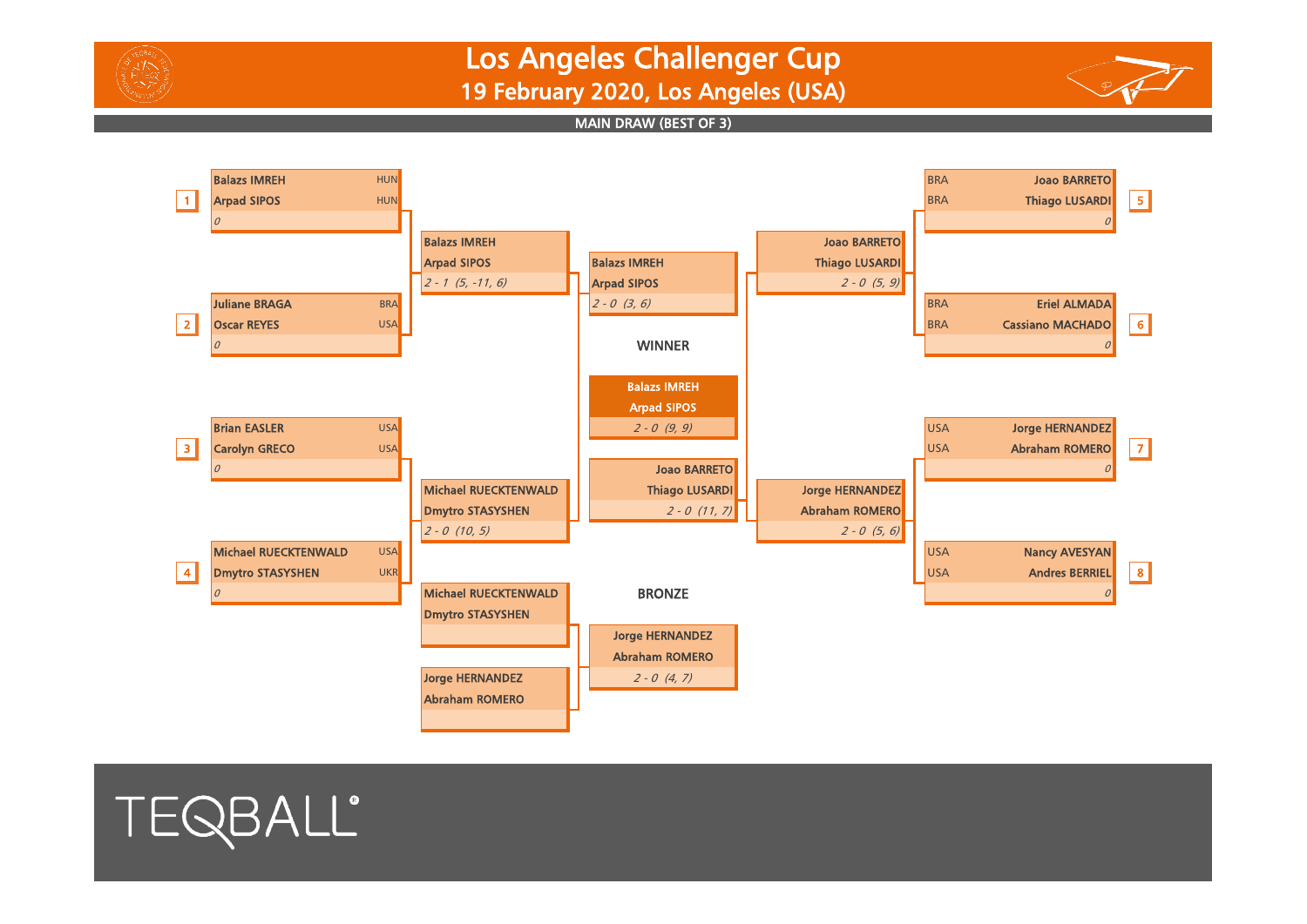# Los Angeles Challenger Cup

## 19 February 2020, Los Angeles (USA)

### MAIN DRAW (BEST OF 3)

**Round 1**

| Seed | Team | Country | Score |
|---|---|---|---|
| 1 | Balazs IMREH / Arpad SIPOS | HUN / HUN | 0 |
| 2 | Juliane BRAGA / Oscar REYES | BRA / USA | 0 |
| 3 | Brian EASLER / Carolyn GRECO | USA / USA | 0 |
| 4 | Michael RUECKTENWALD / Dmytro STASYSHEN | USA / UKR | 0 |
| 5 | Joao BARRETO / Thiago LUSARDI | BRA / BRA | 0 |
| 6 | Eriel ALMADA / Cassiano MACHADO | BRA / BRA | 0 |
| 7 | Jorge HERNANDEZ / Abraham ROMERO | USA / USA | 0 |
| 8 | Nancy AVESYAN / Andres BERRIEL | USA / USA | 0 |

**Semifinals**

- Balazs IMREH / Arpad SIPOS — *2 - 1 (5, -11, 6)*
- Michael RUECKTENWALD / Dmytro STASYSHEN — *2 - 0 (10, 5)*
- Joao BARRETO / Thiago LUSARDI — *2 - 0 (5, 9)*
- Jorge HERNANDEZ / Abraham ROMERO — *2 - 0 (5, 6)*

**Final**

- Balazs IMREH / Arpad SIPOS — *2 - 0 (3, 6)*
- Joao BARRETO / Thiago LUSARDI — *2 - 0 (11, 7)*

**WINNER**

Balazs IMREH / Arpad SIPOS — *2 - 0 (9, 9)*

**BRONZE**

- Michael RUECKTENWALD / Dmytro STASYSHEN
- Jorge HERNANDEZ / Abraham ROMERO

Jorge HERNANDEZ / Abraham ROMERO — *2 - 0 (4, 7)*

TEQBALL®